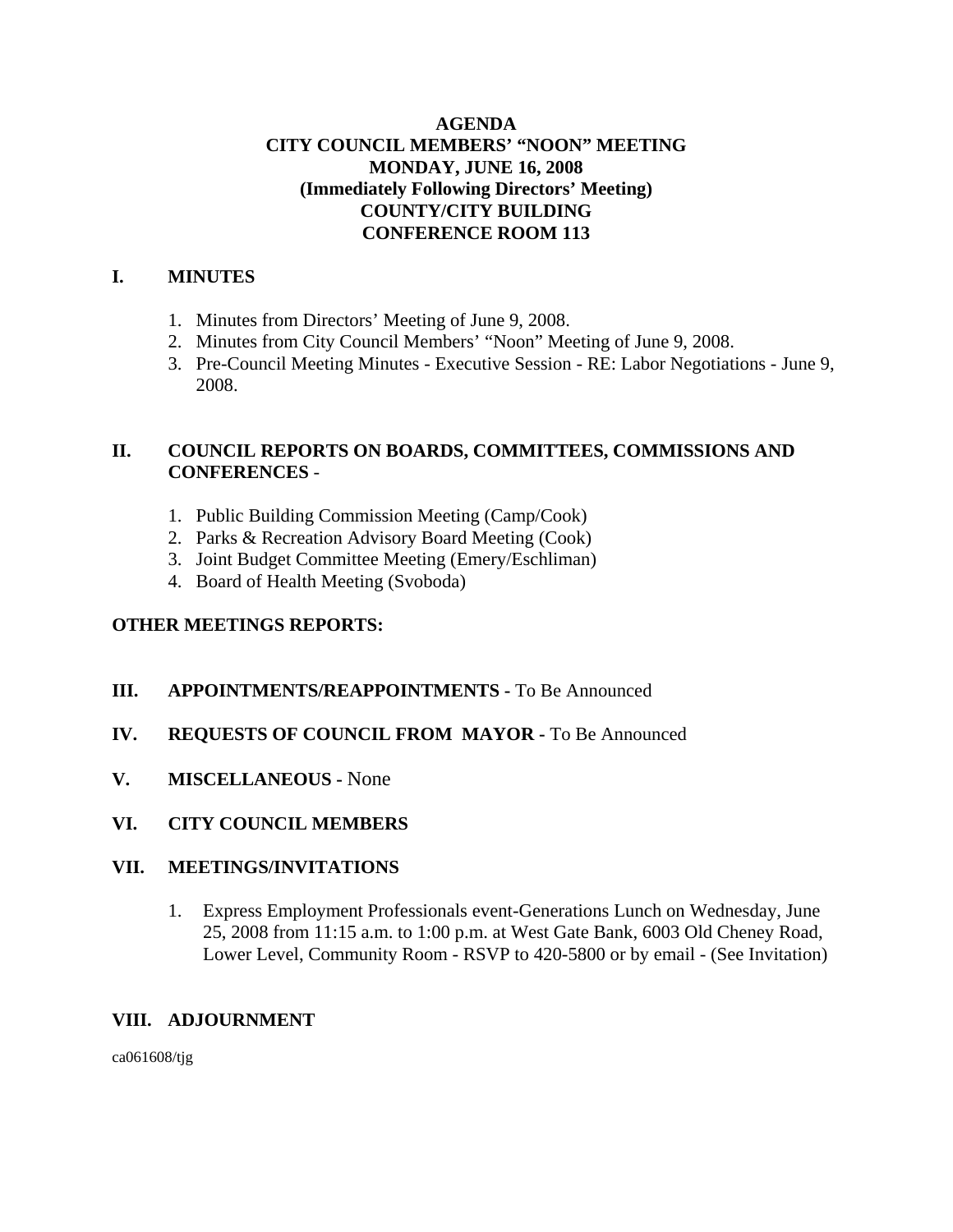# AGENDA
# CITY COUNCIL MEMBERS' "NOON" MEETING
# MONDAY, JUNE 16, 2008
# (Immediately Following Directors' Meeting)
# COUNTY/CITY BUILDING
# CONFERENCE ROOM 113

## I. MINUTES

1. Minutes from Directors' Meeting of June 9, 2008.
2. Minutes from City Council Members' "Noon" Meeting of June 9, 2008.
3. Pre-Council Meeting Minutes - Executive Session - RE: Labor Negotiations - June 9, 2008.

## II. COUNCIL REPORTS ON BOARDS, COMMITTEES, COMMISSIONS AND CONFERENCES -

1. Public Building Commission Meeting (Camp/Cook)
2. Parks & Recreation Advisory Board Meeting (Cook)
3. Joint Budget Committee Meeting (Emery/Eschliman)
4. Board of Health Meeting (Svoboda)

**OTHER MEETINGS REPORTS:**

## III. APPOINTMENTS/REAPPOINTMENTS - To Be Announced

## IV. REQUESTS OF COUNCIL FROM MAYOR - To Be Announced

## V. MISCELLANEOUS - None

## VI. CITY COUNCIL MEMBERS

## VII. MEETINGS/INVITATIONS

1. Express Employment Professionals event-Generations Lunch on Wednesday, June 25, 2008 from 11:15 a.m. to 1:00 p.m. at West Gate Bank, 6003 Old Cheney Road, Lower Level, Community Room - RSVP to 420-5800 or by email - (See Invitation)

## VIII. ADJOURNMENT

ca061608/tjg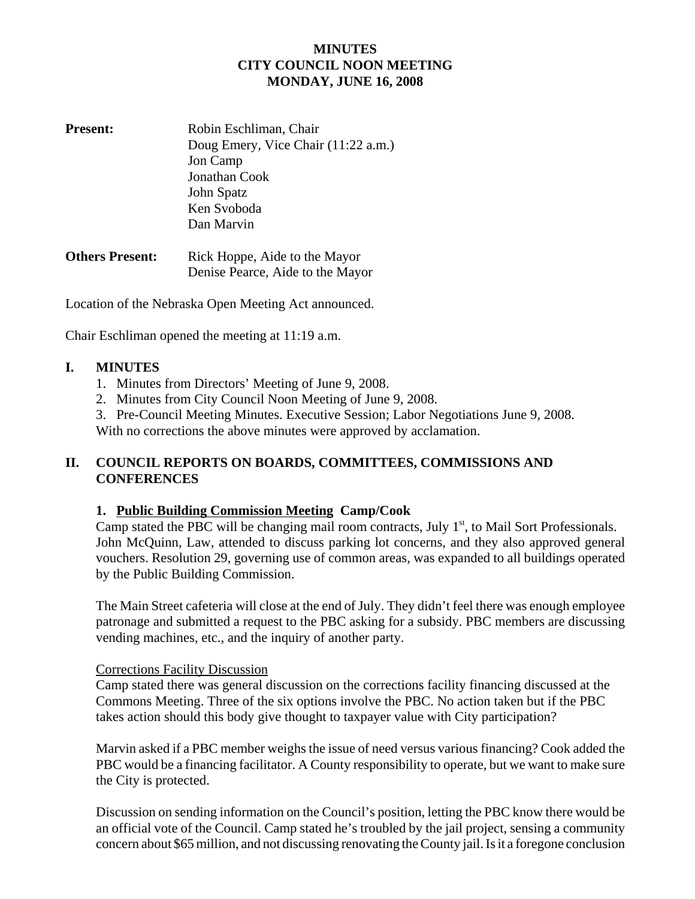# MINUTES
# CITY COUNCIL NOON MEETING
# MONDAY, JUNE 16, 2008

**Present:** Robin Eschliman, Chair
Doug Emery, Vice Chair (11:22 a.m.)
Jon Camp
Jonathan Cook
John Spatz
Ken Svoboda
Dan Marvin

**Others Present:** Rick Hoppe, Aide to the Mayor
Denise Pearce, Aide to the Mayor

Location of the Nebraska Open Meeting Act announced.

Chair Eschliman opened the meeting at 11:19 a.m.

## I. MINUTES

1. Minutes from Directors' Meeting of June 9, 2008.
2. Minutes from City Council Noon Meeting of June 9, 2008.
3. Pre-Council Meeting Minutes. Executive Session; Labor Negotiations June 9, 2008.

With no corrections the above minutes were approved by acclamation.

## II. COUNCIL REPORTS ON BOARDS, COMMITTEES, COMMISSIONS AND CONFERENCES

### 1. Public Building Commission Meeting Camp/Cook

Camp stated the PBC will be changing mail room contracts, July 1st, to Mail Sort Professionals. John McQuinn, Law, attended to discuss parking lot concerns, and they also approved general vouchers. Resolution 29, governing use of common areas, was expanded to all buildings operated by the Public Building Commission.

The Main Street cafeteria will close at the end of July. They didn't feel there was enough employee patronage and submitted a request to the PBC asking for a subsidy. PBC members are discussing vending machines, etc., and the inquiry of another party.

Corrections Facility Discussion

Camp stated there was general discussion on the corrections facility financing discussed at the Commons Meeting. Three of the six options involve the PBC. No action taken but if the PBC takes action should this body give thought to taxpayer value with City participation?

Marvin asked if a PBC member weighs the issue of need versus various financing? Cook added the PBC would be a financing facilitator. A County responsibility to operate, but we want to make sure the City is protected.

Discussion on sending information on the Council's position, letting the PBC know there would be an official vote of the Council. Camp stated he's troubled by the jail project, sensing a community concern about $65 million, and not discussing renovating the County jail. Is it a foregone conclusion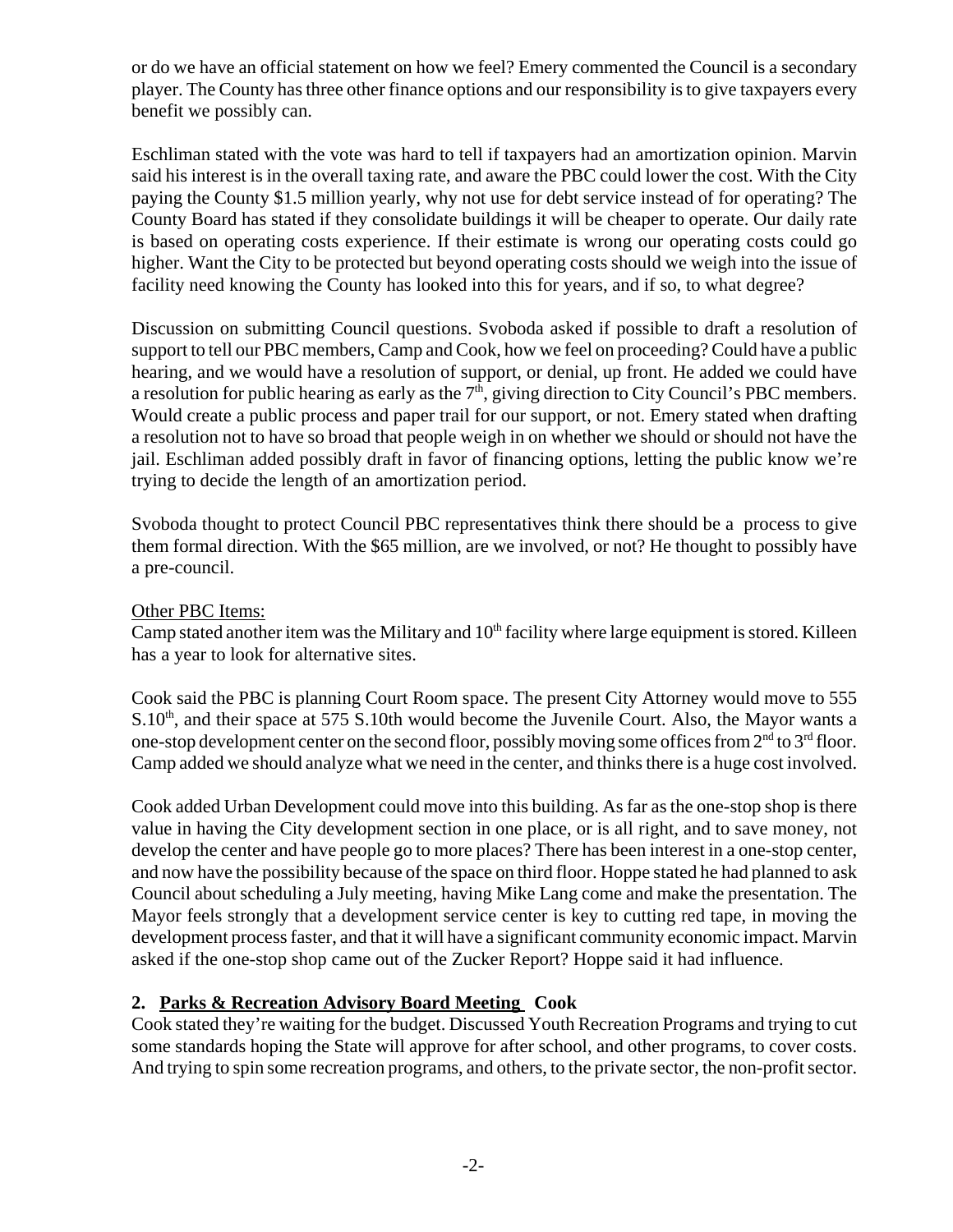or do we have an official statement on how we feel? Emery commented the Council is a secondary player. The County has three other finance options and our responsibility is to give taxpayers every benefit we possibly can.

Eschliman stated with the vote was hard to tell if taxpayers had an amortization opinion. Marvin said his interest is in the overall taxing rate, and aware the PBC could lower the cost. With the City paying the County $1.5 million yearly, why not use for debt service instead of for operating? The County Board has stated if they consolidate buildings it will be cheaper to operate. Our daily rate is based on operating costs experience. If their estimate is wrong our operating costs could go higher. Want the City to be protected but beyond operating costs should we weigh into the issue of facility need knowing the County has looked into this for years, and if so, to what degree?

Discussion on submitting Council questions. Svoboda asked if possible to draft a resolution of support to tell our PBC members, Camp and Cook, how we feel on proceeding? Could have a public hearing, and we would have a resolution of support, or denial, up front. He added we could have a resolution for public hearing as early as the 7th, giving direction to City Council's PBC members. Would create a public process and paper trail for our support, or not. Emery stated when drafting a resolution not to have so broad that people weigh in on whether we should or should not have the jail. Eschliman added possibly draft in favor of financing options, letting the public know we're trying to decide the length of an amortization period.

Svoboda thought to protect Council PBC representatives think there should be a process to give them formal direction. With the $65 million, are we involved, or not? He thought to possibly have a pre-council.

Other PBC Items:
Camp stated another item was the Military and 10th facility where large equipment is stored. Killeen has a year to look for alternative sites.

Cook said the PBC is planning Court Room space. The present City Attorney would move to 555 S.10th, and their space at 575 S.10th would become the Juvenile Court. Also, the Mayor wants a one-stop development center on the second floor, possibly moving some offices from 2nd to 3rd floor. Camp added we should analyze what we need in the center, and thinks there is a huge cost involved.

Cook added Urban Development could move into this building. As far as the one-stop shop is there value in having the City development section in one place, or is all right, and to save money, not develop the center and have people go to more places? There has been interest in a one-stop center, and now have the possibility because of the space on third floor. Hoppe stated he had planned to ask Council about scheduling a July meeting, having Mike Lang come and make the presentation. The Mayor feels strongly that a development service center is key to cutting red tape, in moving the development process faster, and that it will have a significant community economic impact. Marvin asked if the one-stop shop came out of the Zucker Report? Hoppe said it had influence.

**2. Parks & Recreation Advisory Board Meeting Cook**
Cook stated they're waiting for the budget. Discussed Youth Recreation Programs and trying to cut some standards hoping the State will approve for after school, and other programs, to cover costs. And trying to spin some recreation programs, and others, to the private sector, the non-profit sector.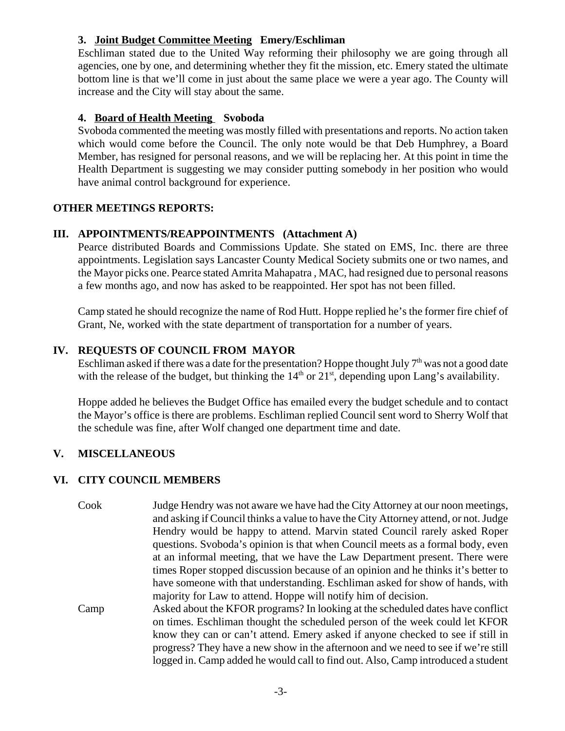### 3. Joint Budget Committee Meeting   Emery/Eschliman

Eschliman stated due to the United Way reforming their philosophy we are going through all agencies, one by one, and determining whether they fit the mission, etc. Emery stated the ultimate bottom line is that we'll come in just about the same place we were a year ago. The County will increase and the City will stay about the same.

### 4. Board of Health Meeting   Svoboda

Svoboda commented the meeting was mostly filled with presentations and reports. No action taken which would come before the Council. The only note would be that Deb Humphrey, a Board Member, has resigned for personal reasons, and we will be replacing her. At this point in time the Health Department is suggesting we may consider putting somebody in her position who would have animal control background for experience.

## OTHER MEETINGS REPORTS:

## III. APPOINTMENTS/REAPPOINTMENTS (Attachment A)

Pearce distributed Boards and Commissions Update. She stated on EMS, Inc. there are three appointments. Legislation says Lancaster County Medical Society submits one or two names, and the Mayor picks one. Pearce stated Amrita Mahapatra , MAC, had resigned due to personal reasons a few months ago, and now has asked to be reappointed. Her spot has not been filled.

Camp stated he should recognize the name of Rod Hutt. Hoppe replied he's the former fire chief of Grant, Ne, worked with the state department of transportation for a number of years.

## IV. REQUESTS OF COUNCIL FROM MAYOR

Eschliman asked if there was a date for the presentation? Hoppe thought July 7th was not a good date with the release of the budget, but thinking the 14th or 21st, depending upon Lang's availability.

Hoppe added he believes the Budget Office has emailed every the budget schedule and to contact the Mayor's office is there are problems. Eschliman replied Council sent word to Sherry Wolf that the schedule was fine, after Wolf changed one department time and date.

## V. MISCELLANEOUS

## VI. CITY COUNCIL MEMBERS

Cook — Judge Hendry was not aware we have had the City Attorney at our noon meetings, and asking if Council thinks a value to have the City Attorney attend, or not. Judge Hendry would be happy to attend. Marvin stated Council rarely asked Roper questions. Svoboda's opinion is that when Council meets as a formal body, even at an informal meeting, that we have the Law Department present. There were times Roper stopped discussion because of an opinion and he thinks it's better to have someone with that understanding. Eschliman asked for show of hands, with majority for Law to attend. Hoppe will notify him of decision.

Camp — Asked about the KFOR programs? In looking at the scheduled dates have conflict on times. Eschliman thought the scheduled person of the week could let KFOR know they can or can't attend. Emery asked if anyone checked to see if still in progress? They have a new show in the afternoon and we need to see if we're still logged in. Camp added he would call to find out. Also, Camp introduced a student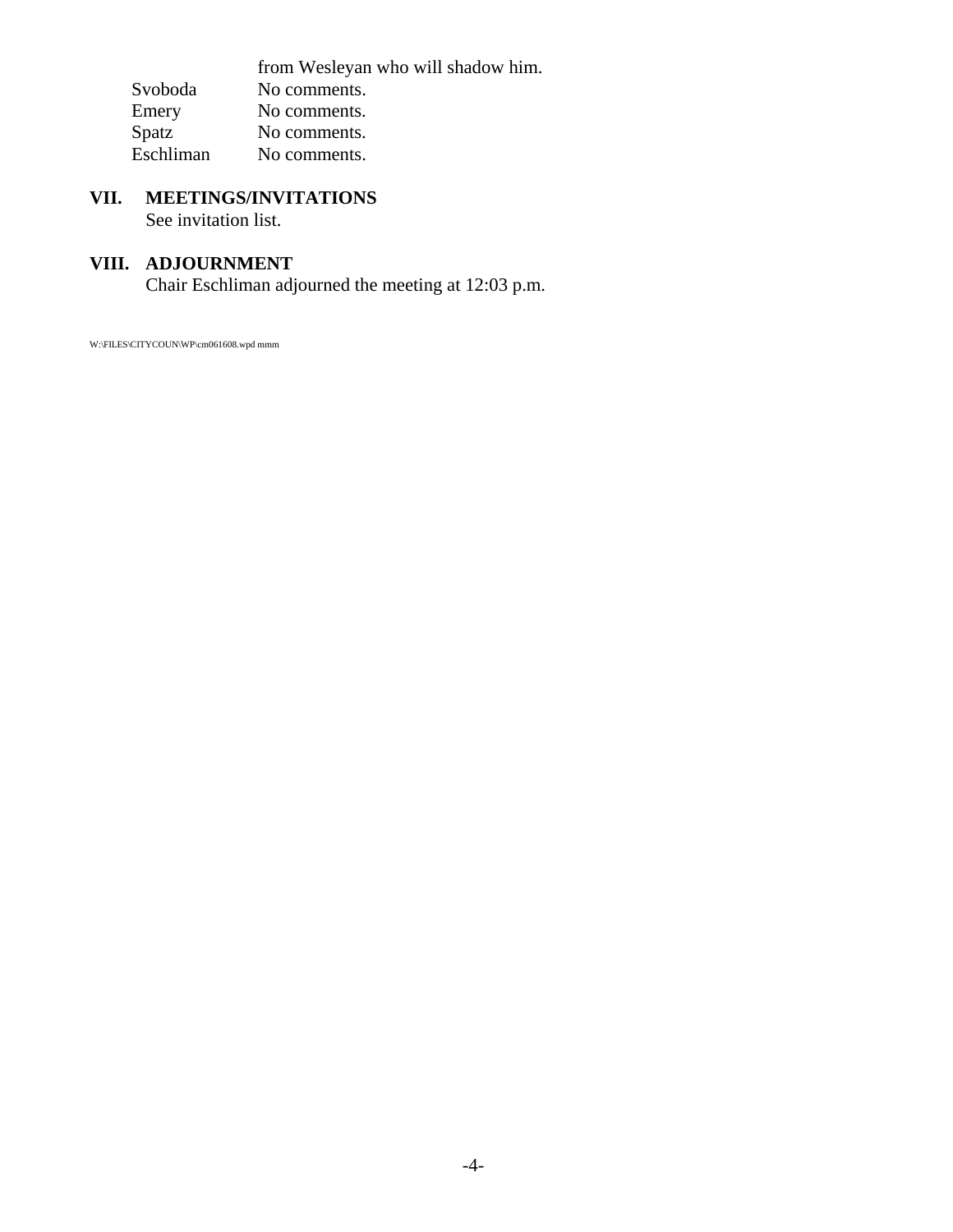| | from Wesleyan who will shadow him. |
|---|---|
| Svoboda | No comments. |
| Emery | No comments. |
| Spatz | No comments. |
| Eschliman | No comments. |

## VII. MEETINGS/INVITATIONS

See invitation list.

## VIII. ADJOURNMENT

Chair Eschliman adjourned the meeting at 12:03 p.m.

W:\FILES\CITYCOUN\WP\cm061608.wpd mmm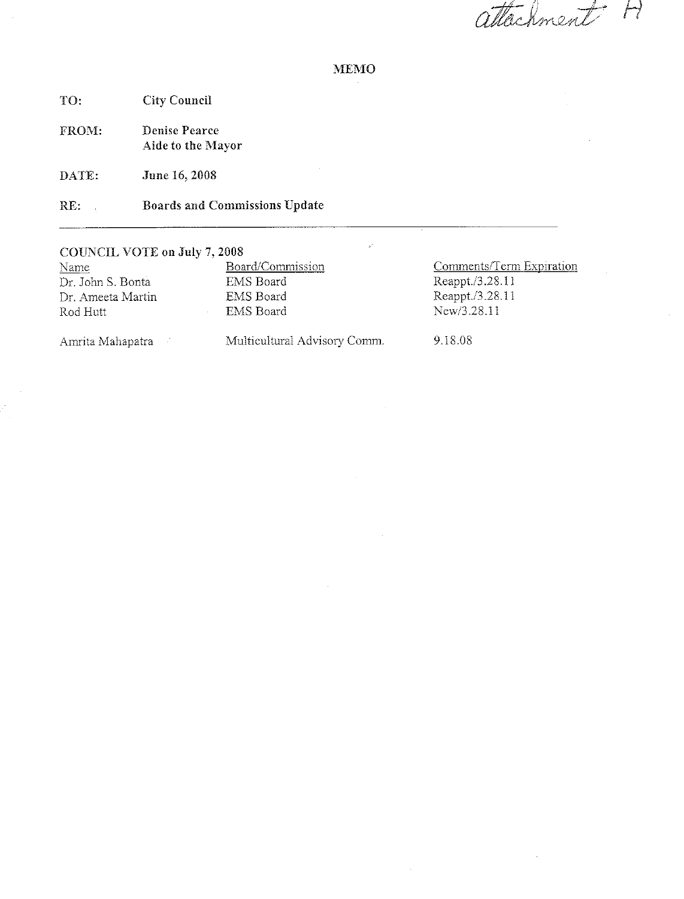attachment A

# MEMO

**TO:** City Council

**FROM:** Denise Pearce
Aide to the Mayor

**DATE:** June 16, 2008

**RE:** Boards and Commissions Update

---

## COUNCIL VOTE on July 7, 2008

| Name | Board/Commission | Comments/Term Expiration |
|---|---|---|
| Dr. John S. Bonta | EMS Board | Reappt./3.28.11 |
| Dr. Ameeta Martin | EMS Board | Reappt./3.28.11 |
| Rod Hutt | EMS Board | New/3.28.11 |
| Amrita Mahapatra | Multicultural Advisory Comm. | 9.18.08 |